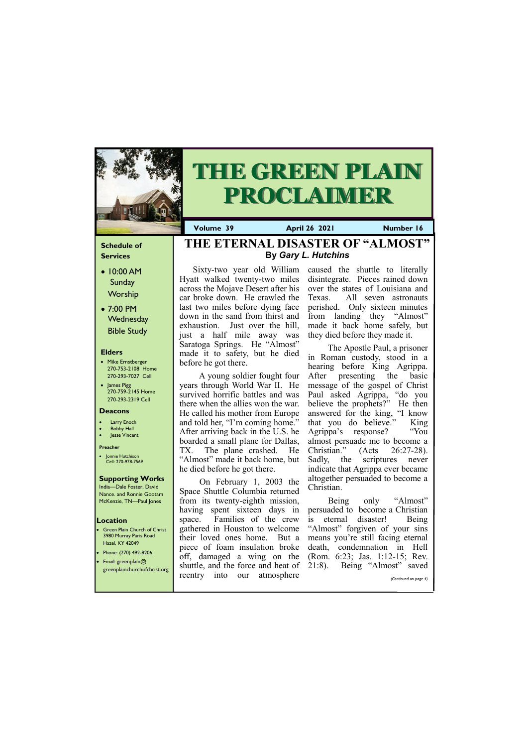# THE GREEN PLAIN PROCLAIMER

**Volume 39** | **April 26 2021** | **Number 16**

### Schedule of Services

- 10:00 AM Sunday Worship
- 7:00 PM Wednesday Bible Study

### Elders

- Mike Ernstberger 270-753-2108 Home 270-293-7027 Cell
- James Pigg 270-759-2145 Home 270-293-2319 Cell

### Deacons

- Larry Enoch
- Bobby Hall
- Jesse Vincent

### Preacher

- Jonnie Hutchison Cell: 270-978-7569

### Supporting Works

India—Dale Foster, David Nance. and Ronnie Gootam
McKenzie, TN—Paul Jones

### Location

- Green Plain Church of Christ 3980 Murray Paris Road Hazel, KY 42049
- Phone: (270) 492-8206
- Email: greenplain@greenplainchurchofchrist.org

## THE ETERNAL DISASTER OF "ALMOST"

**By *Gary L. Hutchins***

Sixty-two year old William Hyatt walked twenty-two miles across the Mojave Desert after his car broke down. He crawled the last two miles before dying face down in the sand from thirst and exhaustion. Just over the hill, just a half mile away was Saratoga Springs. He "Almost" made it to safety, but he died before he got there.

A young soldier fought four years through World War II. He survived horrific battles and was there when the allies won the war. He called his mother from Europe and told her, "I'm coming home." After arriving back in the U.S. he boarded a small plane for Dallas, TX. The plane crashed. He "Almost" made it back home, but he died before he got there.

On February 1, 2003 the Space Shuttle Columbia returned from its twenty-eighth mission, having spent sixteen days in space. Families of the crew gathered in Houston to welcome their loved ones home. But a piece of foam insulation broke off, damaged a wing on the shuttle, and the force and heat of reentry into our atmosphere caused the shuttle to literally disintegrate. Pieces rained down over the states of Louisiana and Texas. All seven astronauts perished. Only sixteen minutes from landing they "Almost" made it back home safely, but they died before they made it.

The Apostle Paul, a prisoner in Roman custody, stood in a hearing before King Agrippa. After presenting the basic message of the gospel of Christ Paul asked Agrippa, "do you believe the prophets?" He then answered for the king, "I know that you do believe." King Agrippa's response? "You almost persuade me to become a Christian." (Acts 26:27-28). Sadly, the scriptures never indicate that Agrippa ever became altogether persuaded to become a Christian.

Being only "Almost" persuaded to become a Christian is eternal disaster! Being "Almost" forgiven of your sins means you're still facing eternal death, condemnation in Hell (Rom. 6:23; Jas. 1:12-15; Rev. 21:8). Being "Almost" saved

*(Continued on page 4)*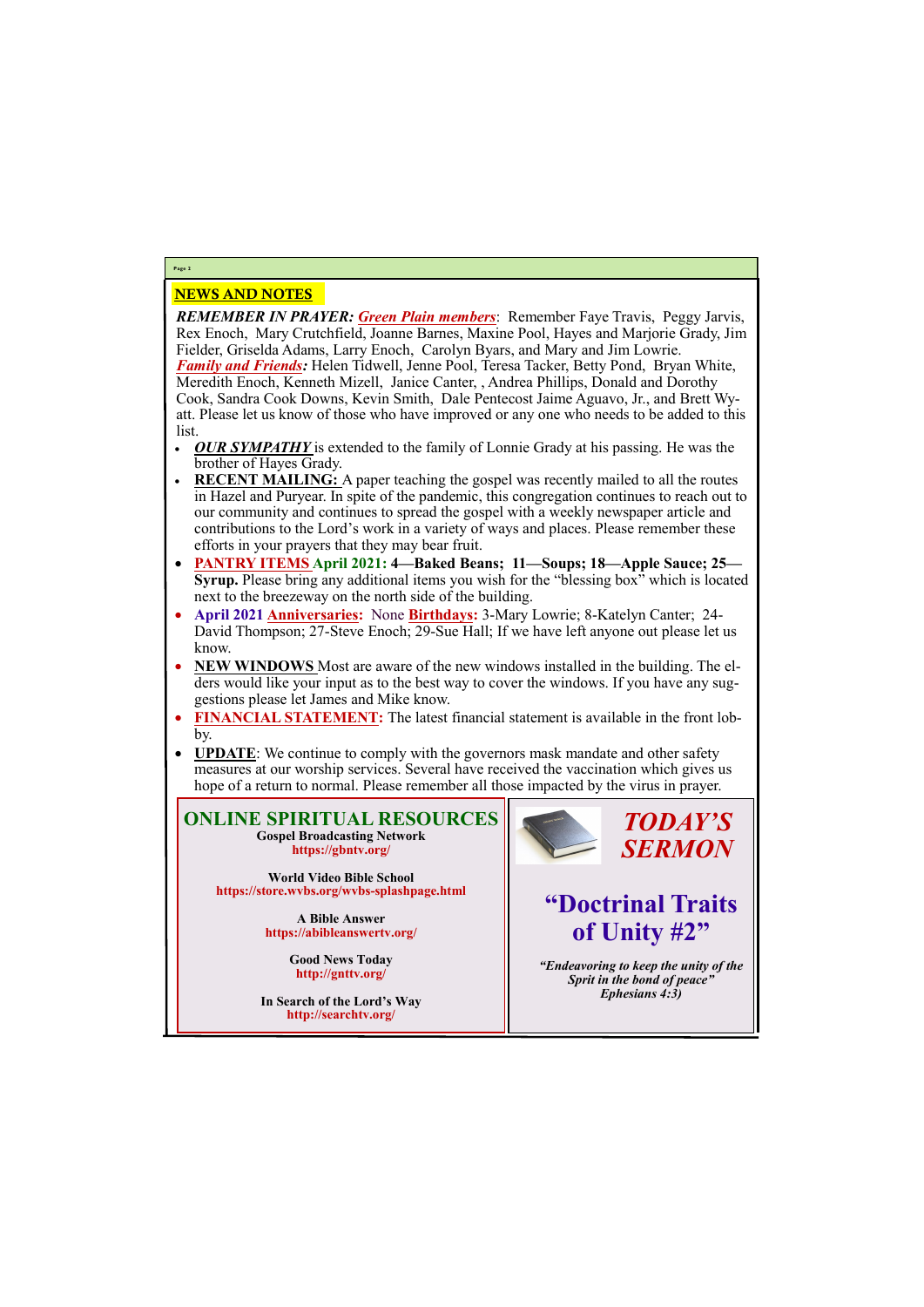## NEWS AND NOTES

***REMEMBER IN PRAYER:*** ***Green Plain members***: Remember Faye Travis, Peggy Jarvis, Rex Enoch, Mary Crutchfield, Joanne Barnes, Maxine Pool, Hayes and Marjorie Grady, Jim Fielder, Griselda Adams, Larry Enoch, Carolyn Byars, and Mary and Jim Lowrie.
***Family and Friends:*** Helen Tidwell, Jenne Pool, Teresa Tacker, Betty Pond, Bryan White, Meredith Enoch, Kenneth Mizell, Janice Canter, , Andrea Phillips, Donald and Dorothy Cook, Sandra Cook Downs, Kevin Smith, Dale Pentecost Jaime Aguavo, Jr., and Brett Wyatt. Please let us know of those who have improved or any one who needs to be added to this list.

- ***OUR SYMPATHY*** is extended to the family of Lonnie Grady at his passing. He was the brother of Hayes Grady.
- **RECENT MAILING:** A paper teaching the gospel was recently mailed to all the routes in Hazel and Puryear. In spite of the pandemic, this congregation continues to reach out to our community and continues to spread the gospel with a weekly newspaper article and contributions to the Lord's work in a variety of ways and places. Please remember these efforts in your prayers that they may bear fruit.
- **PANTRY ITEMS April 2021: 4—Baked Beans; 11—Soups; 18—Apple Sauce; 25—Syrup.** Please bring any additional items you wish for the "blessing box" which is located next to the breezeway on the north side of the building.
- **April 2021 Anniversaries:** None **Birthdays:** 3-Mary Lowrie; 8-Katelyn Canter; 24-David Thompson; 27-Steve Enoch; 29-Sue Hall; If we have left anyone out please let us know.
- **NEW WINDOWS** Most are aware of the new windows installed in the building. The elders would like your input as to the best way to cover the windows. If you have any suggestions please let James and Mike know.
- **FINANCIAL STATEMENT:** The latest financial statement is available in the front lobby.
- **UPDATE**: We continue to comply with the governors mask mandate and other safety measures at our worship services. Several have received the vaccination which gives us hope of a return to normal. Please remember all those impacted by the virus in prayer.

## ONLINE SPIRITUAL RESOURCES

**Gospel Broadcasting Network**
**https://gbntv.org/**

**World Video Bible School**
**https://store.wvbs.org/wvbs-splashpage.html**

**A Bible Answer**
**https://abibleanswertv.org/**

**Good News Today**
**http://gnttv.org/**

**In Search of the Lord's Way**
**http://searchtv.org/**

## *TODAY'S SERMON*

### "Doctrinal Traits of Unity #2"

***"Endeavoring to keep the unity of the Sprit in the bond of peace" Ephesians 4:3)***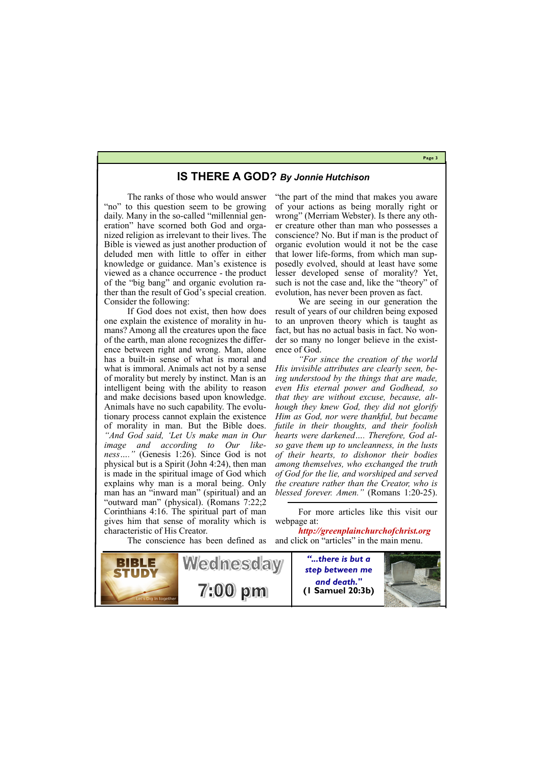## IS THERE A GOD? *By Jonnie Hutchison*

The ranks of those who would answer "no" to this question seem to be growing daily. Many in the so-called "millennial generation" have scorned both God and organized religion as irrelevant to their lives. The Bible is viewed as just another production of deluded men with little to offer in either knowledge or guidance. Man's existence is viewed as a chance occurrence - the product of the "big bang" and organic evolution rather than the result of God's special creation. Consider the following:

If God does not exist, then how does one explain the existence of morality in humans? Among all the creatures upon the face of the earth, man alone recognizes the difference between right and wrong. Man, alone has a built-in sense of what is moral and what is immoral. Animals act not by a sense of morality but merely by instinct. Man is an intelligent being with the ability to reason and make decisions based upon knowledge. Animals have no such capability. The evolutionary process cannot explain the existence of morality in man. But the Bible does. *"And God said, 'Let Us make man in Our image and according to Our likeness…."* (Genesis 1:26). Since God is not physical but is a Spirit (John 4:24), then man is made in the spiritual image of God which explains why man is a moral being. Only man has an "inward man" (spiritual) and an "outward man" (physical). (Romans 7:22;2 Corinthians 4:16. The spiritual part of man gives him that sense of morality which is characteristic of His Creator.

The conscience has been defined as "the part of the mind that makes you aware of your actions as being morally right or wrong" (Merriam Webster). Is there any other creature other than man who possesses a conscience? No. But if man is the product of organic evolution would it not be the case that lower life-forms, from which man supposedly evolved, should at least have some lesser developed sense of morality? Yet, such is not the case and, like the "theory" of evolution, has never been proven as fact.

We are seeing in our generation the result of years of our children being exposed to an unproven theory which is taught as fact, but has no actual basis in fact. No wonder so many no longer believe in the existence of God.

*"For since the creation of the world His invisible attributes are clearly seen, being understood by the things that are made, even His eternal power and Godhead, so that they are without excuse, because, although they knew God, they did not glorify Him as God, nor were thankful, but became futile in their thoughts, and their foolish hearts were darkened…. Therefore, God also gave them up to uncleanness, in the lusts of their hearts, to dishonor their bodies among themselves, who exchanged the truth of God for the lie, and worshiped and served the creature rather than the Creator, who is blessed forever. Amen."* (Romans 1:20-25).

---

For more articles like this visit our webpage at:

***http://greenplainchurchofchrist.org***

and click on "articles" in the main menu.

---

**BIBLE STUDY**

Let's Dig In together

**Wednesday**

**7:00 pm**

***"...there is but a step between me and death."***
**(I Samuel 20:3b)**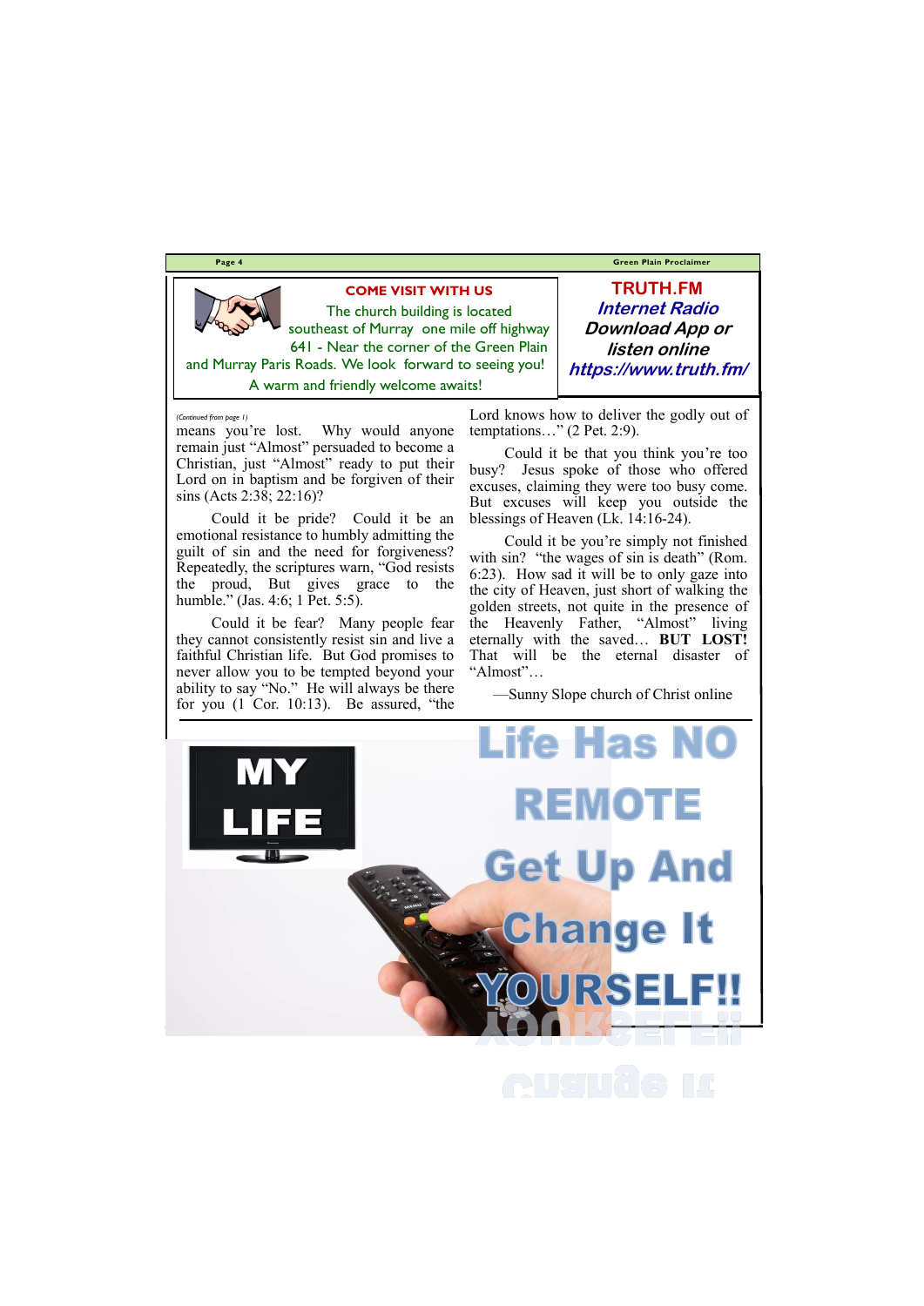## COME VISIT WITH US

The church building is located southeast of Murray one mile off highway 641 - Near the corner of the Green Plain and Murray Paris Roads. We look forward to seeing you! A warm and friendly welcome awaits!

## TRUTH.FM

***Internet Radio***

***Download App or listen online***

***https://www.truth.fm/***

*(Continued from page 1)*

means you're lost. Why would anyone remain just "Almost" persuaded to become a Christian, just "Almost" ready to put their Lord on in baptism and be forgiven of their sins (Acts 2:38; 22:16)?

Could it be pride? Could it be an emotional resistance to humbly admitting the guilt of sin and the need for forgiveness? Repeatedly, the scriptures warn, "God resists the proud, But gives grace to the humble." (Jas. 4:6; 1 Pet. 5:5).

Could it be fear? Many people fear they cannot consistently resist sin and live a faithful Christian life. But God promises to never allow you to be tempted beyond your ability to say "No." He will always be there for you (1 Cor. 10:13). Be assured, "the Lord knows how to deliver the godly out of temptations…" (2 Pet. 2:9).

Could it be that you think you're too busy? Jesus spoke of those who offered excuses, claiming they were too busy come. But excuses will keep you outside the blessings of Heaven (Lk. 14:16-24).

Could it be you're simply not finished with sin? "the wages of sin is death" (Rom. 6:23). How sad it will be to only gaze into the city of Heaven, just short of walking the golden streets, not quite in the presence of the Heavenly Father, "Almost" living eternally with the saved… **BUT LOST!** That will be the eternal disaster of "Almost"…

—Sunny Slope church of Christ online

MY LIFE

Life Has NO REMOTE Get Up And Change It YOURSELF!!